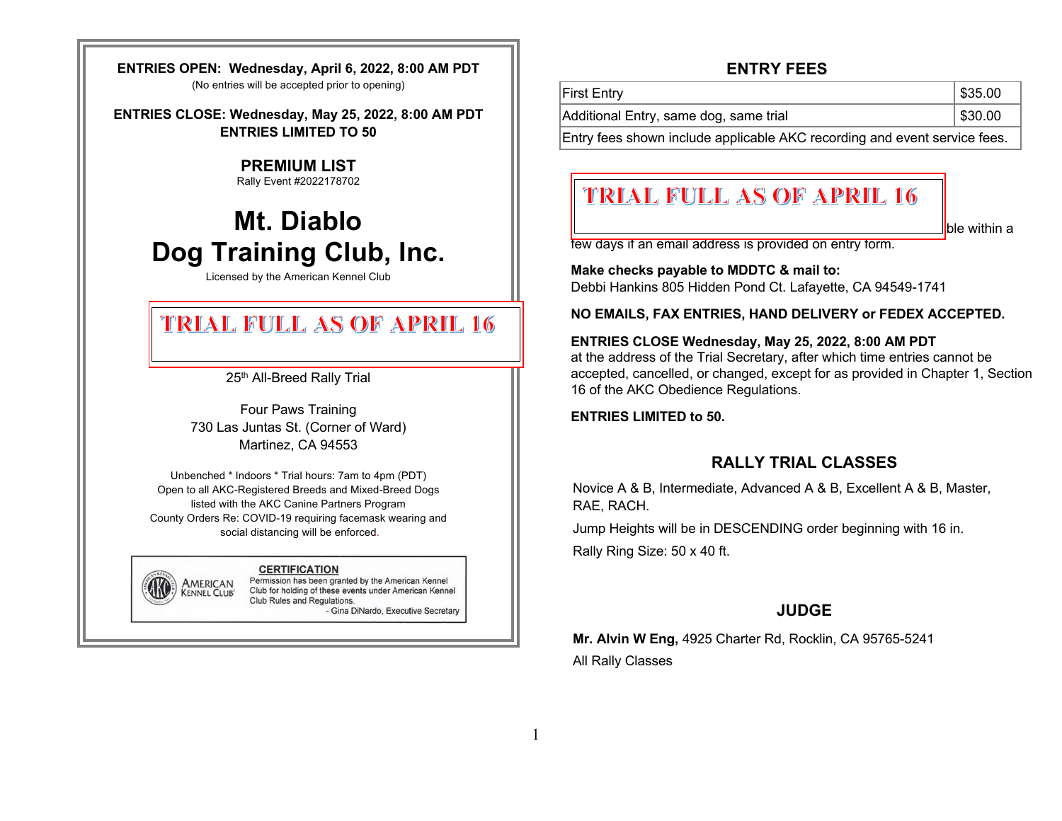**ENTRIES OPEN: Wednesday, April 6, 2022, 8:00 AM PDT**

(No entries will be accepted prior to opening)

**ENTRIES CLOSE: Wednesday, May 25, 2022, 8:00 AM PDT**

**ENTRIES LIMITED TO 50**

## PREMIUM LIST

Rally Event #2022178702

# Mt. Diablo Dog Training Club, Inc.

Licensed by the American Kennel Club

**TRIAL FULL AS OF APRIL 16**

25th All-Breed Rally Trial

Four Paws Training
730 Las Juntas St. (Corner of Ward)
Martinez, CA 94553

Unbenched * Indoors * Trial hours: 7am to 4pm (PDT)
Open to all AKC-Registered Breeds and Mixed-Breed Dogs listed with the AKC Canine Partners Program
County Orders Re: COVID-19 requiring facemask wearing and social distancing will be enforced.

**CERTIFICATION**
Permission has been granted by the American Kennel Club for holding of these events under American Kennel Club Rules and Regulations.
- Gina DiNardo, Executive Secretary

## ENTRY FEES

| | |
|---|---|
| First Entry | $35.00 |
| Additional Entry, same dog, same trial | $30.00 |
| Entry fees shown include applicable AKC recording and event service fees. | |

**TRIAL FULL AS OF APRIL 16**

ble within a few days if an email address is provided on entry form.

**Make checks payable to MDDTC & mail to:**
Debbi Hankins 805 Hidden Pond Ct. Lafayette, CA 94549-1741

**NO EMAILS, FAX ENTRIES, HAND DELIVERY or FEDEX ACCEPTED.**

**ENTRIES CLOSE Wednesday, May 25, 2022, 8:00 AM PDT**
at the address of the Trial Secretary, after which time entries cannot be accepted, cancelled, or changed, except for as provided in Chapter 1, Section 16 of the AKC Obedience Regulations.

**ENTRIES LIMITED to 50.**

## RALLY TRIAL CLASSES

Novice A & B, Intermediate, Advanced A & B, Excellent A & B, Master, RAE, RACH.

Jump Heights will be in DESCENDING order beginning with 16 in.

Rally Ring Size: 50 x 40 ft.

## JUDGE

**Mr. Alvin W Eng,** 4925 Charter Rd, Rocklin, CA 95765-5241

All Rally Classes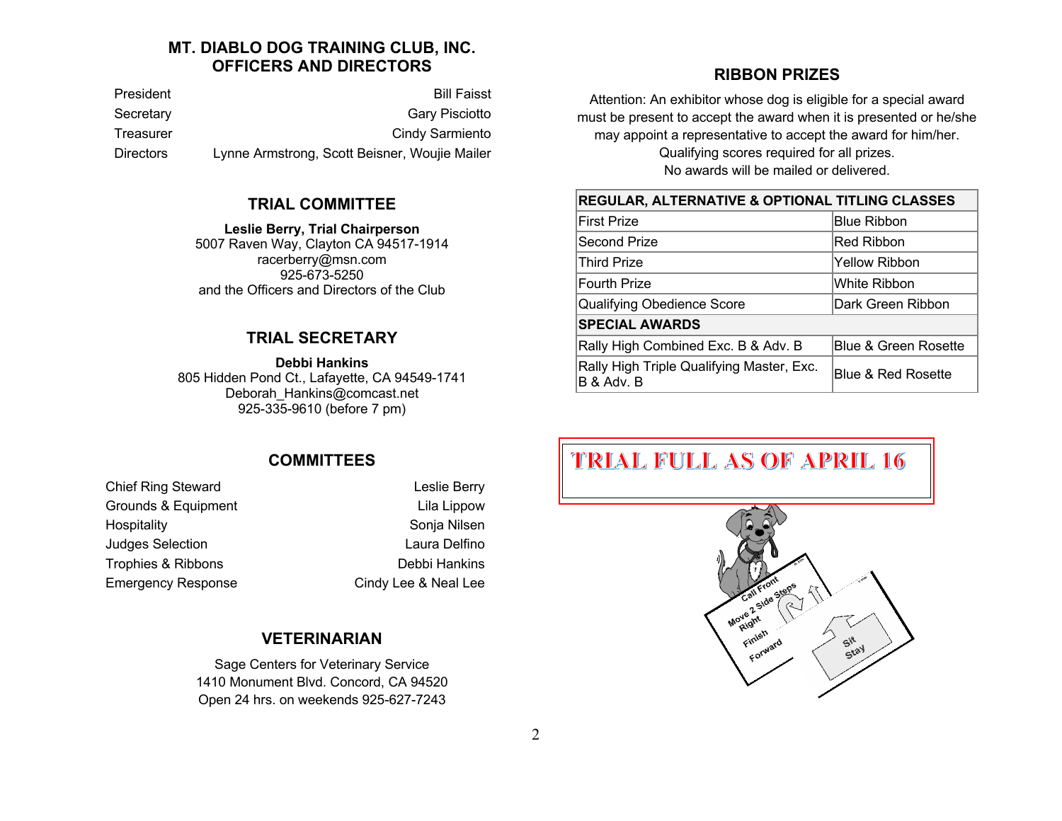## MT. DIABLO DOG TRAINING CLUB, INC. OFFICERS AND DIRECTORS

| | |
|---|---|
| President | Bill Faisst |
| Secretary | Gary Pisciotto |
| Treasurer | Cindy Sarmiento |
| Directors | Lynne Armstrong, Scott Beisner, Woujie Mailer |

## TRIAL COMMITTEE

**Leslie Berry, Trial Chairperson**
5007 Raven Way, Clayton CA 94517-1914
racerberry@msn.com
925-673-5250
and the Officers and Directors of the Club

## TRIAL SECRETARY

**Debbi Hankins**
805 Hidden Pond Ct., Lafayette, CA 94549-1741
Deborah_Hankins@comcast.net
925-335-9610 (before 7 pm)

## COMMITTEES

| | |
|---|---|
| Chief Ring Steward | Leslie Berry |
| Grounds & Equipment | Lila Lippow |
| Hospitality | Sonja Nilsen |
| Judges Selection | Laura Delfino |
| Trophies & Ribbons | Debbi Hankins |
| Emergency Response | Cindy Lee & Neal Lee |

## VETERINARIAN

Sage Centers for Veterinary Service
1410 Monument Blvd. Concord, CA 94520
Open 24 hrs. on weekends 925-627-7243

## RIBBON PRIZES

Attention: An exhibitor whose dog is eligible for a special award must be present to accept the award when it is presented or he/she may appoint a representative to accept the award for him/her. Qualifying scores required for all prizes. No awards will be mailed or delivered.

| **REGULAR, ALTERNATIVE & OPTIONAL TITLING CLASSES** | |
|---|---|
| First Prize | Blue Ribbon |
| Second Prize | Red Ribbon |
| Third Prize | Yellow Ribbon |
| Fourth Prize | White Ribbon |
| Qualifying Obedience Score | Dark Green Ribbon |
| **SPECIAL AWARDS** | |
| Rally High Combined Exc. B & Adv. B | Blue & Green Rosette |
| Rally High Triple Qualifying Master, Exc. B & Adv. B | Blue & Red Rosette |

**TRIAL FULL AS OF APRIL 16**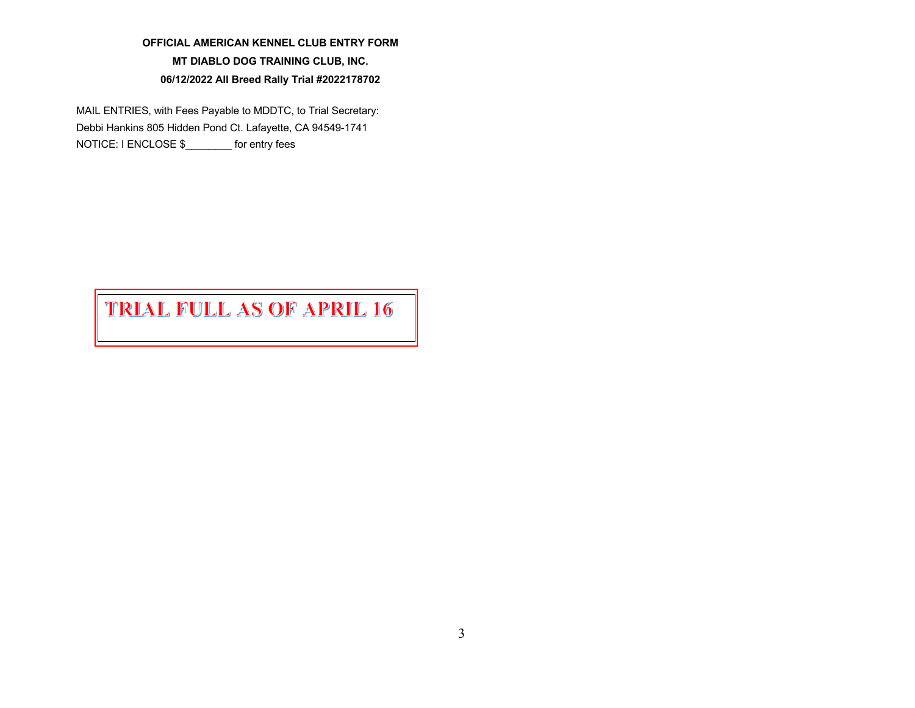**OFFICIAL AMERICAN KENNEL CLUB ENTRY FORM**

**MT DIABLO DOG TRAINING CLUB, INC.**

**06/12/2022 All Breed Rally Trial #2022178702**

MAIL ENTRIES, with Fees Payable to MDDTC, to Trial Secretary:
Debbi Hankins 805 Hidden Pond Ct. Lafayette, CA 94549-1741
NOTICE: I ENCLOSE $________ for entry fees

**TRIAL FULL AS OF APRIL 16**